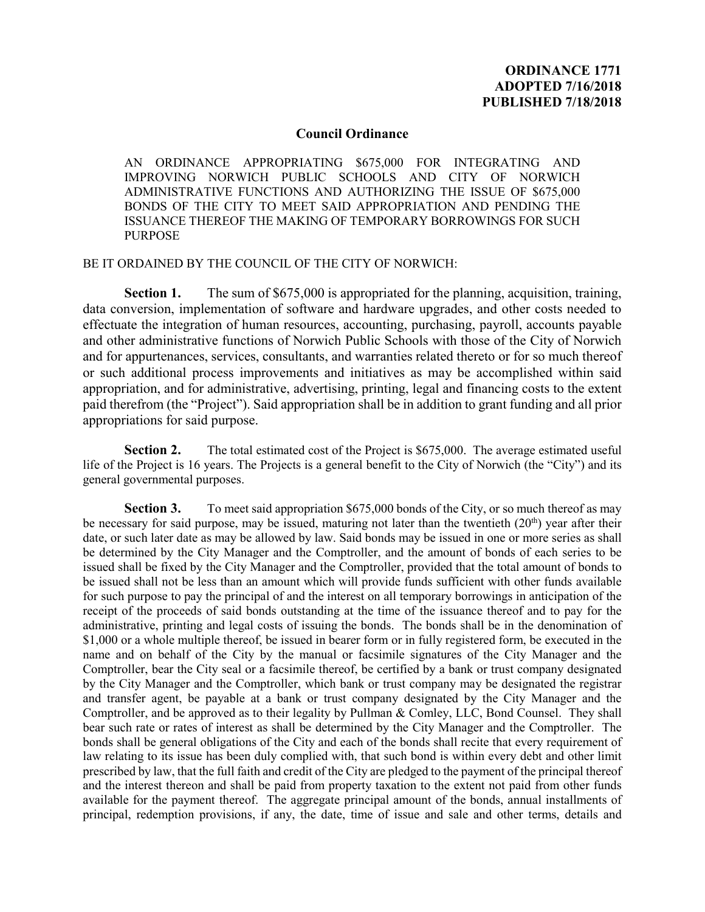**ORDINANCE 1771**
**ADOPTED 7/16/2018**
**PUBLISHED 7/18/2018**

## Council Ordinance

AN ORDINANCE APPROPRIATING $675,000 FOR INTEGRATING AND IMPROVING NORWICH PUBLIC SCHOOLS AND CITY OF NORWICH ADMINISTRATIVE FUNCTIONS AND AUTHORIZING THE ISSUE OF $675,000 BONDS OF THE CITY TO MEET SAID APPROPRIATION AND PENDING THE ISSUANCE THEREOF THE MAKING OF TEMPORARY BORROWINGS FOR SUCH PURPOSE

BE IT ORDAINED BY THE COUNCIL OF THE CITY OF NORWICH:

**Section 1.** The sum of $675,000 is appropriated for the planning, acquisition, training, data conversion, implementation of software and hardware upgrades, and other costs needed to effectuate the integration of human resources, accounting, purchasing, payroll, accounts payable and other administrative functions of Norwich Public Schools with those of the City of Norwich and for appurtenances, services, consultants, and warranties related thereto or for so much thereof or such additional process improvements and initiatives as may be accomplished within said appropriation, and for administrative, advertising, printing, legal and financing costs to the extent paid therefrom (the "Project"). Said appropriation shall be in addition to grant funding and all prior appropriations for said purpose.

**Section 2.** The total estimated cost of the Project is $675,000. The average estimated useful life of the Project is 16 years. The Projects is a general benefit to the City of Norwich (the "City") and its general governmental purposes.

**Section 3.** To meet said appropriation $675,000 bonds of the City, or so much thereof as may be necessary for said purpose, may be issued, maturing not later than the twentieth (20th) year after their date, or such later date as may be allowed by law. Said bonds may be issued in one or more series as shall be determined by the City Manager and the Comptroller, and the amount of bonds of each series to be issued shall be fixed by the City Manager and the Comptroller, provided that the total amount of bonds to be issued shall not be less than an amount which will provide funds sufficient with other funds available for such purpose to pay the principal of and the interest on all temporary borrowings in anticipation of the receipt of the proceeds of said bonds outstanding at the time of the issuance thereof and to pay for the administrative, printing and legal costs of issuing the bonds. The bonds shall be in the denomination of $1,000 or a whole multiple thereof, be issued in bearer form or in fully registered form, be executed in the name and on behalf of the City by the manual or facsimile signatures of the City Manager and the Comptroller, bear the City seal or a facsimile thereof, be certified by a bank or trust company designated by the City Manager and the Comptroller, which bank or trust company may be designated the registrar and transfer agent, be payable at a bank or trust company designated by the City Manager and the Comptroller, and be approved as to their legality by Pullman & Comley, LLC, Bond Counsel. They shall bear such rate or rates of interest as shall be determined by the City Manager and the Comptroller. The bonds shall be general obligations of the City and each of the bonds shall recite that every requirement of law relating to its issue has been duly complied with, that such bond is within every debt and other limit prescribed by law, that the full faith and credit of the City are pledged to the payment of the principal thereof and the interest thereon and shall be paid from property taxation to the extent not paid from other funds available for the payment thereof. The aggregate principal amount of the bonds, annual installments of principal, redemption provisions, if any, the date, time of issue and sale and other terms, details and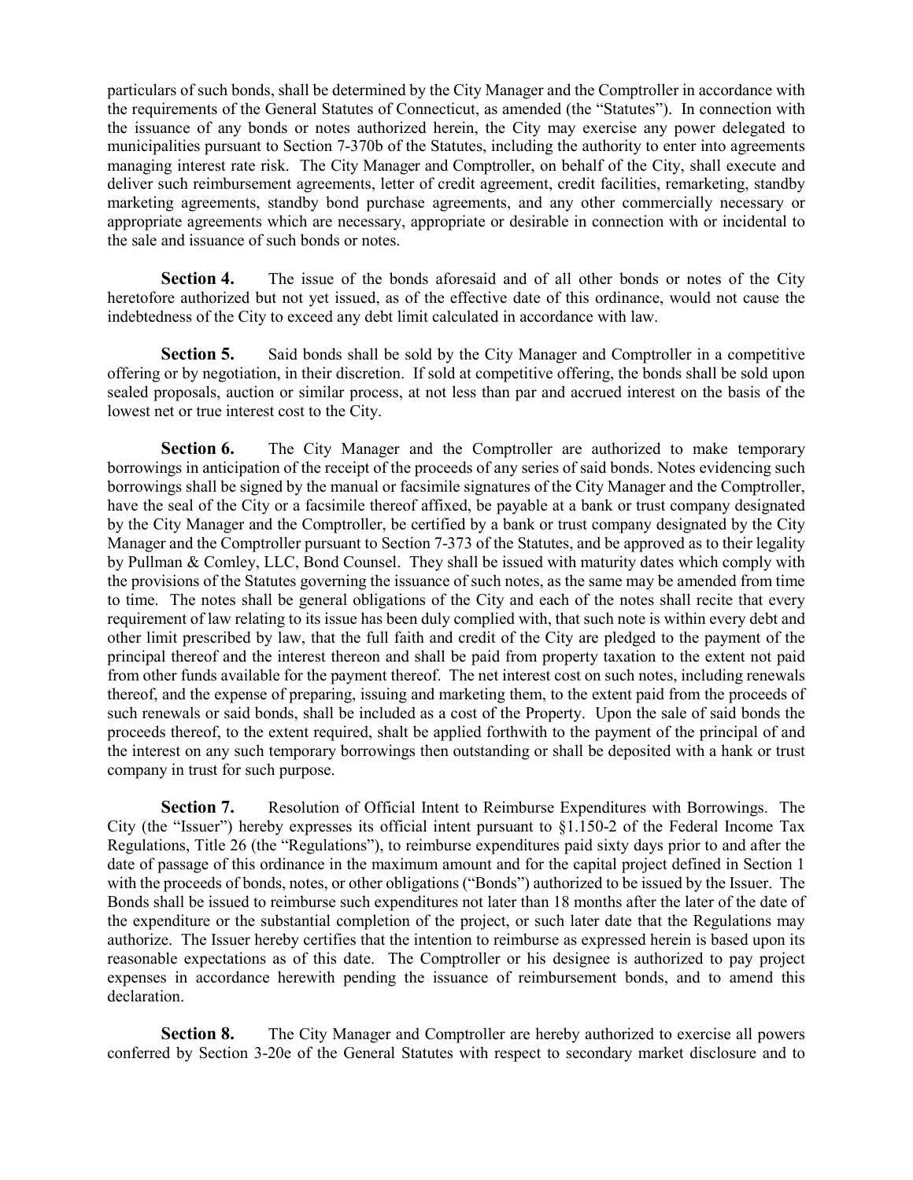particulars of such bonds, shall be determined by the City Manager and the Comptroller in accordance with the requirements of the General Statutes of Connecticut, as amended (the "Statutes"). In connection with the issuance of any bonds or notes authorized herein, the City may exercise any power delegated to municipalities pursuant to Section 7-370b of the Statutes, including the authority to enter into agreements managing interest rate risk. The City Manager and Comptroller, on behalf of the City, shall execute and deliver such reimbursement agreements, letter of credit agreement, credit facilities, remarketing, standby marketing agreements, standby bond purchase agreements, and any other commercially necessary or appropriate agreements which are necessary, appropriate or desirable in connection with or incidental to the sale and issuance of such bonds or notes.

**Section 4.** The issue of the bonds aforesaid and of all other bonds or notes of the City heretofore authorized but not yet issued, as of the effective date of this ordinance, would not cause the indebtedness of the City to exceed any debt limit calculated in accordance with law.

**Section 5.** Said bonds shall be sold by the City Manager and Comptroller in a competitive offering or by negotiation, in their discretion. If sold at competitive offering, the bonds shall be sold upon sealed proposals, auction or similar process, at not less than par and accrued interest on the basis of the lowest net or true interest cost to the City.

**Section 6.** The City Manager and the Comptroller are authorized to make temporary borrowings in anticipation of the receipt of the proceeds of any series of said bonds. Notes evidencing such borrowings shall be signed by the manual or facsimile signatures of the City Manager and the Comptroller, have the seal of the City or a facsimile thereof affixed, be payable at a bank or trust company designated by the City Manager and the Comptroller, be certified by a bank or trust company designated by the City Manager and the Comptroller pursuant to Section 7-373 of the Statutes, and be approved as to their legality by Pullman & Comley, LLC, Bond Counsel. They shall be issued with maturity dates which comply with the provisions of the Statutes governing the issuance of such notes, as the same may be amended from time to time. The notes shall be general obligations of the City and each of the notes shall recite that every requirement of law relating to its issue has been duly complied with, that such note is within every debt and other limit prescribed by law, that the full faith and credit of the City are pledged to the payment of the principal thereof and the interest thereon and shall be paid from property taxation to the extent not paid from other funds available for the payment thereof. The net interest cost on such notes, including renewals thereof, and the expense of preparing, issuing and marketing them, to the extent paid from the proceeds of such renewals or said bonds, shall be included as a cost of the Property. Upon the sale of said bonds the proceeds thereof, to the extent required, shalt be applied forthwith to the payment of the principal of and the interest on any such temporary borrowings then outstanding or shall be deposited with a hank or trust company in trust for such purpose.

**Section 7.** Resolution of Official Intent to Reimburse Expenditures with Borrowings. The City (the "Issuer") hereby expresses its official intent pursuant to §1.150-2 of the Federal Income Tax Regulations, Title 26 (the "Regulations"), to reimburse expenditures paid sixty days prior to and after the date of passage of this ordinance in the maximum amount and for the capital project defined in Section 1 with the proceeds of bonds, notes, or other obligations ("Bonds") authorized to be issued by the Issuer. The Bonds shall be issued to reimburse such expenditures not later than 18 months after the later of the date of the expenditure or the substantial completion of the project, or such later date that the Regulations may authorize. The Issuer hereby certifies that the intention to reimburse as expressed herein is based upon its reasonable expectations as of this date. The Comptroller or his designee is authorized to pay project expenses in accordance herewith pending the issuance of reimbursement bonds, and to amend this declaration.

**Section 8.** The City Manager and Comptroller are hereby authorized to exercise all powers conferred by Section 3-20e of the General Statutes with respect to secondary market disclosure and to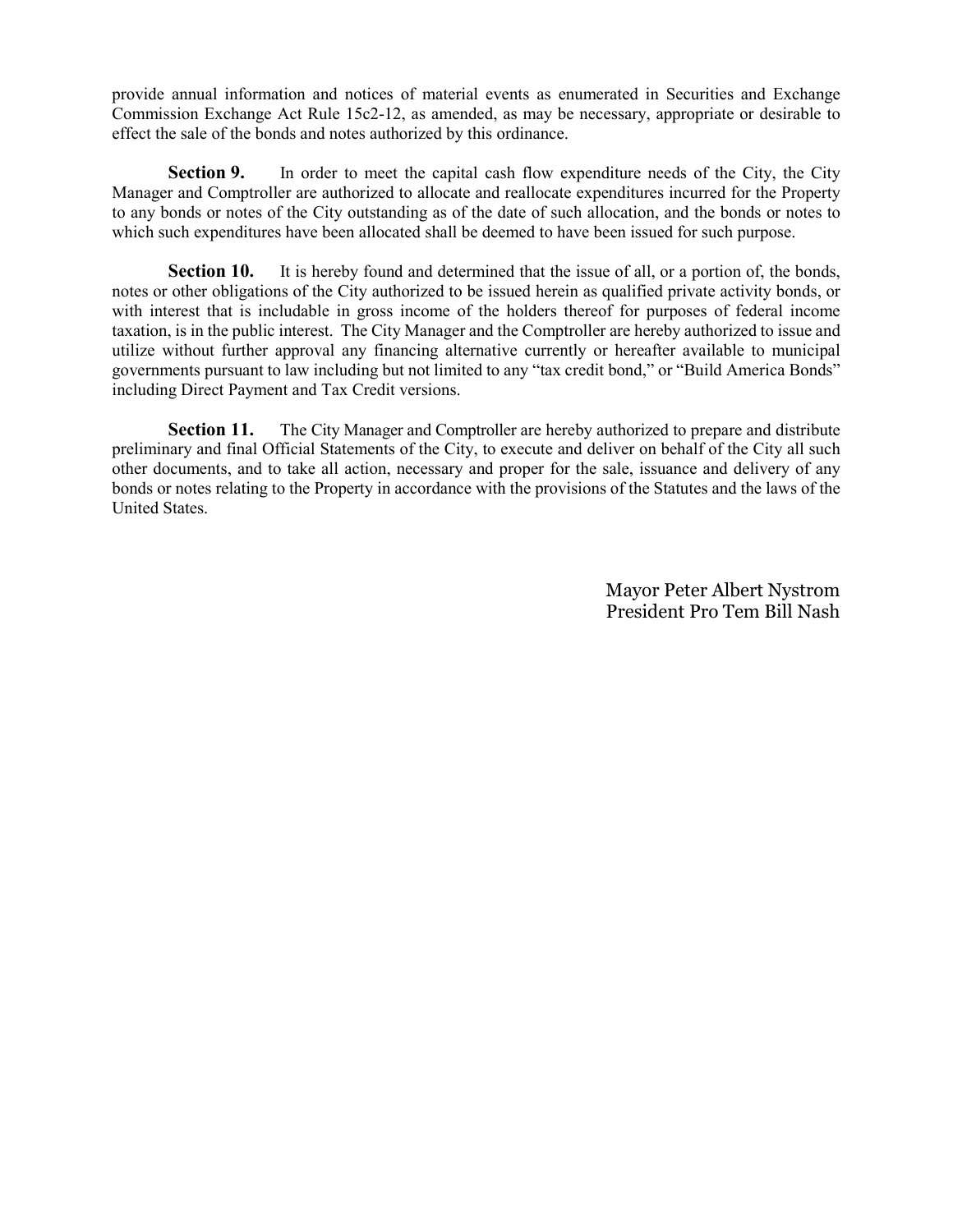provide annual information and notices of material events as enumerated in Securities and Exchange Commission Exchange Act Rule 15c2-12, as amended, as may be necessary, appropriate or desirable to effect the sale of the bonds and notes authorized by this ordinance.

**Section 9.** In order to meet the capital cash flow expenditure needs of the City, the City Manager and Comptroller are authorized to allocate and reallocate expenditures incurred for the Property to any bonds or notes of the City outstanding as of the date of such allocation, and the bonds or notes to which such expenditures have been allocated shall be deemed to have been issued for such purpose.

**Section 10.** It is hereby found and determined that the issue of all, or a portion of, the bonds, notes or other obligations of the City authorized to be issued herein as qualified private activity bonds, or with interest that is includable in gross income of the holders thereof for purposes of federal income taxation, is in the public interest. The City Manager and the Comptroller are hereby authorized to issue and utilize without further approval any financing alternative currently or hereafter available to municipal governments pursuant to law including but not limited to any "tax credit bond," or "Build America Bonds" including Direct Payment and Tax Credit versions.

**Section 11.** The City Manager and Comptroller are hereby authorized to prepare and distribute preliminary and final Official Statements of the City, to execute and deliver on behalf of the City all such other documents, and to take all action, necessary and proper for the sale, issuance and delivery of any bonds or notes relating to the Property in accordance with the provisions of the Statutes and the laws of the United States.

Mayor Peter Albert Nystrom
President Pro Tem Bill Nash